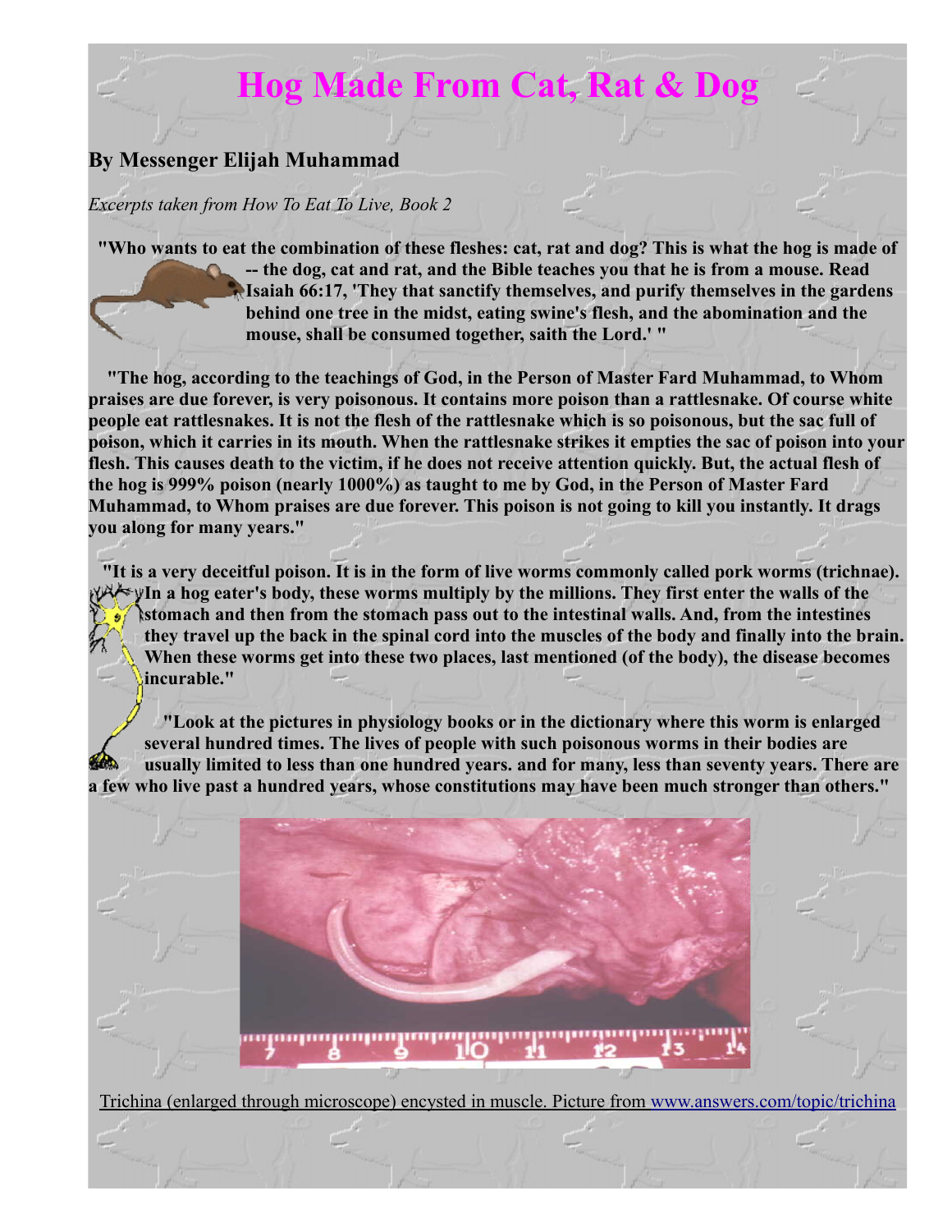# Hog Made From Cat, Rat & Dog

**By Messenger Elijah Muhammad**

*Excerpts taken from How To Eat To Live, Book 2*

**"Who wants to eat the combination of these fleshes: cat, rat and dog? This is what the hog is made of -- the dog, cat and rat, and the Bible teaches you that he is from a mouse. Read Isaiah 66:17, 'They that sanctify themselves, and purify themselves in the gardens behind one tree in the midst, eating swine's flesh, and the abomination and the mouse, shall be consumed together, saith the Lord.' "**

**"The hog, according to the teachings of God, in the Person of Master Fard Muhammad, to Whom praises are due forever, is very poisonous. It contains more poison than a rattlesnake. Of course white people eat rattlesnakes. It is not the flesh of the rattlesnake which is so poisonous, but the sac full of poison, which it carries in its mouth. When the rattlesnake strikes it empties the sac of poison into your flesh. This causes death to the victim, if he does not receive attention quickly. But, the actual flesh of the hog is 999% poison (nearly 1000%) as taught to me by God, in the Person of Master Fard Muhammad, to Whom praises are due forever. This poison is not going to kill you instantly. It drags you along for many years."**

**"It is a very deceitful poison. It is in the form of live worms commonly called pork worms (trichnae). In a hog eater's body, these worms multiply by the millions. They first enter the walls of the stomach and then from the stomach pass out to the intestinal walls. And, from the intestines they travel up the back in the spinal cord into the muscles of the body and finally into the brain. When these worms get into these two places, last mentioned (of the body), the disease becomes incurable."**

**"Look at the pictures in physiology books or in the dictionary where this worm is enlarged several hundred times. The lives of people with such poisonous worms in their bodies are usually limited to less than one hundred years. and for many, less than seventy years. There are a few who live past a hundred years, whose constitutions may have been much stronger than others."**

Trichina (enlarged through microscope) encysted in muscle. Picture from www.answers.com/topic/trichina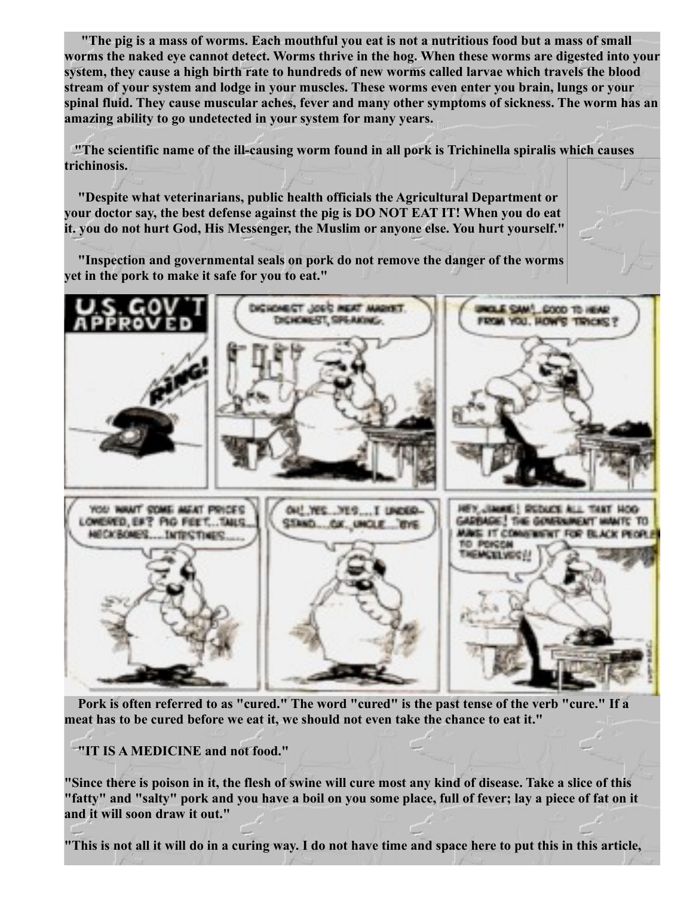**"The pig is a mass of worms. Each mouthful you eat is not a nutritious food but a mass of small worms the naked eye cannot detect. Worms thrive in the hog. When these worms are digested into your system, they cause a high birth rate to hundreds of new worms called larvae which travels the blood stream of your system and lodge in your muscles. These worms even enter you brain, lungs or your spinal fluid. They cause muscular aches, fever and many other symptoms of sickness. The worm has an amazing ability to go undetected in your system for many years.**

**"The scientific name of the ill-causing worm found in all pork is Trichinella spiralis which causes trichinosis.**

**"Despite what veterinarians, public health officials the Agricultural Department or your doctor say, the best defense against the pig is DO NOT EAT IT! When you do eat it. you do not hurt God, His Messenger, the Muslim or anyone else. You hurt yourself."**

**"Inspection and governmental seals on pork do not remove the danger of the worms yet in the pork to make it safe for you to eat."**

**Pork is often referred to as "cured." The word "cured" is the past tense of the verb "cure." If a meat has to be cured before we eat it, we should not even take the chance to eat it."**

**"IT IS A MEDICINE and not food."**

**"Since there is poison in it, the flesh of swine will cure most any kind of disease. Take a slice of this "fatty" and "salty" pork and you have a boil on you some place, full of fever; lay a piece of fat on it and it will soon draw it out."**

**"This is not all it will do in a curing way. I do not have time and space here to put this in this article,**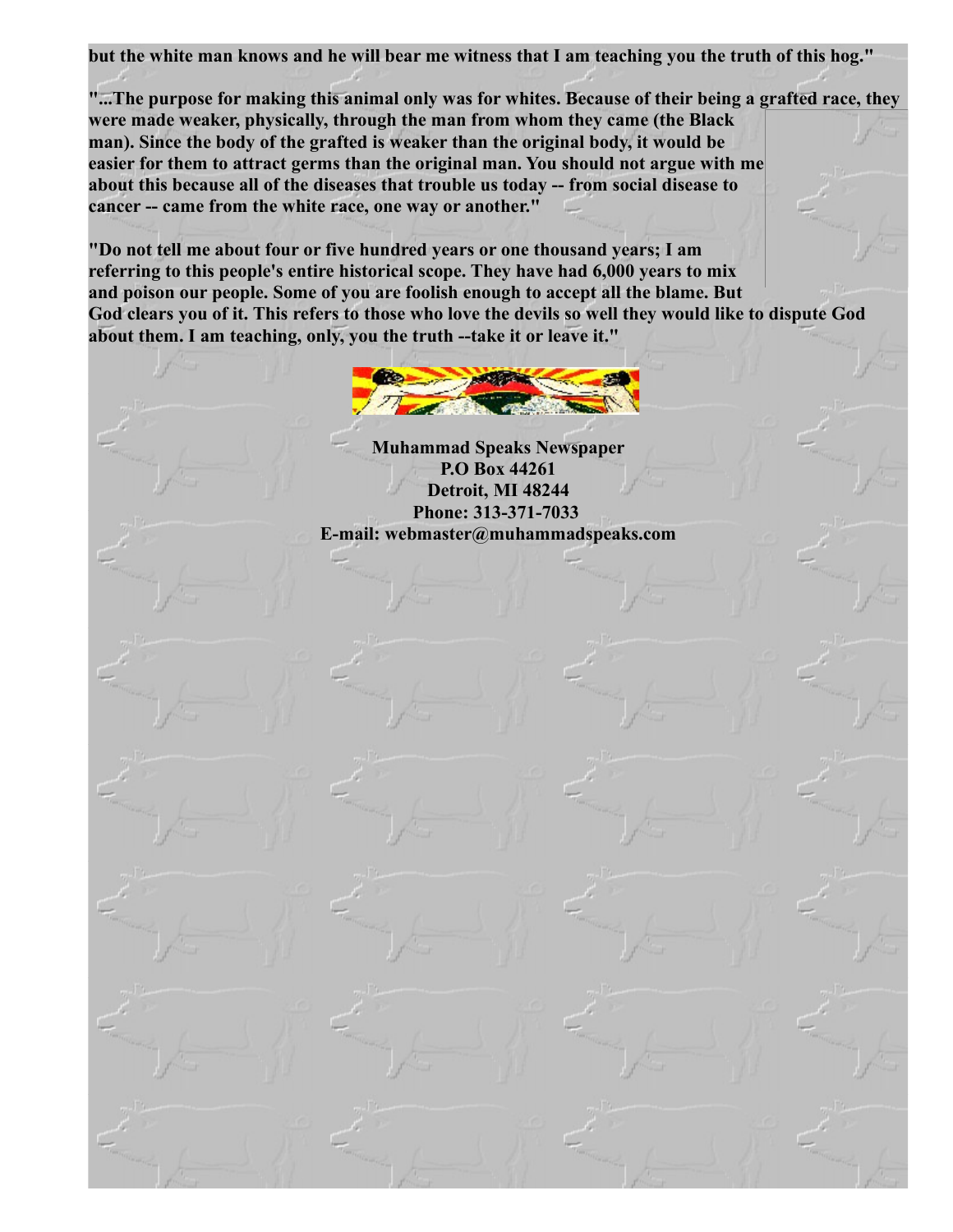**but the white man knows and he will bear me witness that I am teaching you the truth of this hog."**

**"...The purpose for making this animal only was for whites. Because of their being a grafted race, they were made weaker, physically, through the man from whom they came (the Black man). Since the body of the grafted is weaker than the original body, it would be easier for them to attract germs than the original man. You should not argue with me about this because all of the diseases that trouble us today -- from social disease to cancer -- came from the white race, one way or another."**

**"Do not tell me about four or five hundred years or one thousand years; I am referring to this people's entire historical scope. They have had 6,000 years to mix and poison our people. Some of you are foolish enough to accept all the blame. But God clears you of it. This refers to those who love the devils so well they would like to dispute God about them. I am teaching, only, you the truth --take it or leave it."**

**Muhammad Speaks Newspaper**
**P.O Box 44261**
**Detroit, MI 48244**
**Phone: 313-371-7033**
**E-mail: webmaster@muhammadspeaks.com**